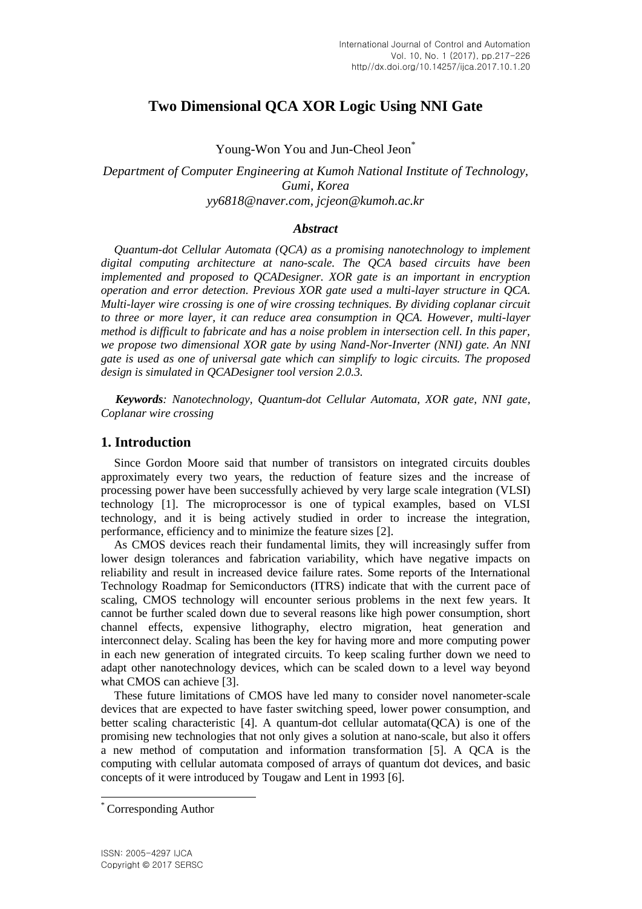# Two Dimensional QCA XOR Logic Using NNI Gate

Young-Won You and Jun-Cheol Jeon*

*Department of Computer Engineering at Kumoh National Institute of Technology, Gumi, Korea*
*yy6818@naver.com, jcjeon@kumoh.ac.kr*

### *Abstract*

*Quantum-dot Cellular Automata (QCA) as a promising nanotechnology to implement digital computing architecture at nano-scale. The QCA based circuits have been implemented and proposed to QCADesigner. XOR gate is an important in encryption operation and error detection. Previous XOR gate used a multi-layer structure in QCA. Multi-layer wire crossing is one of wire crossing techniques. By dividing coplanar circuit to three or more layer, it can reduce area consumption in QCA. However, multi-layer method is difficult to fabricate and has a noise problem in intersection cell. In this paper, we propose two dimensional XOR gate by using Nand-Nor-Inverter (NNI) gate. An NNI gate is used as one of universal gate which can simplify to logic circuits. The proposed design is simulated in QCADesigner tool version 2.0.3.*

***Keywords**: Nanotechnology, Quantum-dot Cellular Automata, XOR gate, NNI gate, Coplanar wire crossing*

## 1. Introduction

Since Gordon Moore said that number of transistors on integrated circuits doubles approximately every two years, the reduction of feature sizes and the increase of processing power have been successfully achieved by very large scale integration (VLSI) technology [1]. The microprocessor is one of typical examples, based on VLSI technology, and it is being actively studied in order to increase the integration, performance, efficiency and to minimize the feature sizes [2].

As CMOS devices reach their fundamental limits, they will increasingly suffer from lower design tolerances and fabrication variability, which have negative impacts on reliability and result in increased device failure rates. Some reports of the International Technology Roadmap for Semiconductors (ITRS) indicate that with the current pace of scaling, CMOS technology will encounter serious problems in the next few years. It cannot be further scaled down due to several reasons like high power consumption, short channel effects, expensive lithography, electro migration, heat generation and interconnect delay. Scaling has been the key for having more and more computing power in each new generation of integrated circuits. To keep scaling further down we need to adapt other nanotechnology devices, which can be scaled down to a level way beyond what CMOS can achieve [3].

These future limitations of CMOS have led many to consider novel nanometer-scale devices that are expected to have faster switching speed, lower power consumption, and better scaling characteristic [4]. A quantum-dot cellular automata(QCA) is one of the promising new technologies that not only gives a solution at nano-scale, but also it offers a new method of computation and information transformation [5]. A QCA is the computing with cellular automata composed of arrays of quantum dot devices, and basic concepts of it were introduced by Tougaw and Lent in 1993 [6].

* Corresponding Author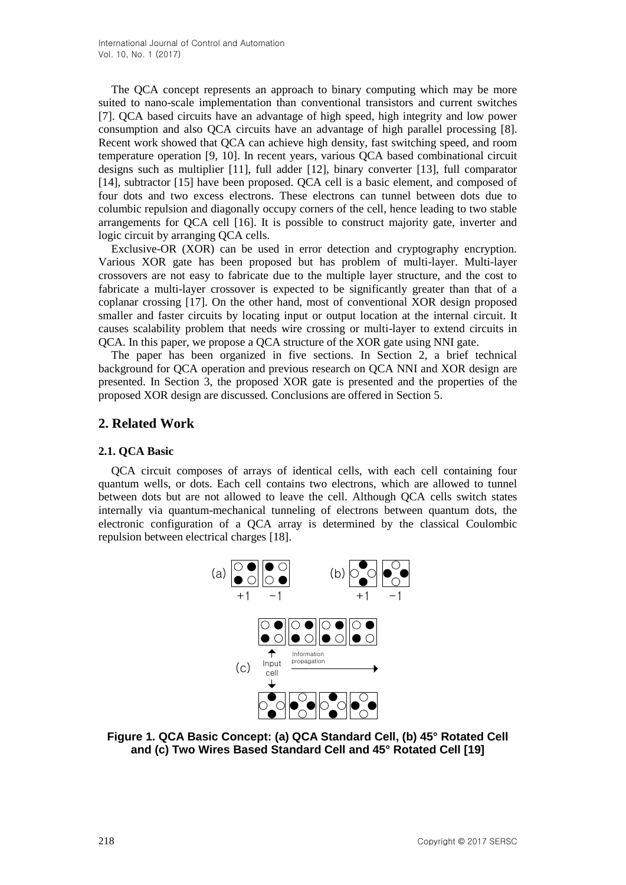The QCA concept represents an approach to binary computing which may be more suited to nano-scale implementation than conventional transistors and current switches [7]. QCA based circuits have an advantage of high speed, high integrity and low power consumption and also QCA circuits have an advantage of high parallel processing [8]. Recent work showed that QCA can achieve high density, fast switching speed, and room temperature operation [9, 10]. In recent years, various QCA based combinational circuit designs such as multiplier [11], full adder [12], binary converter [13], full comparator [14], subtractor [15] have been proposed. QCA cell is a basic element, and composed of four dots and two excess electrons. These electrons can tunnel between dots due to columbic repulsion and diagonally occupy corners of the cell, hence leading to two stable arrangements for QCA cell [16]. It is possible to construct majority gate, inverter and logic circuit by arranging QCA cells.

Exclusive-OR (XOR) can be used in error detection and cryptography encryption. Various XOR gate has been proposed but has problem of multi-layer. Multi-layer crossovers are not easy to fabricate due to the multiple layer structure, and the cost to fabricate a multi-layer crossover is expected to be significantly greater than that of a coplanar crossing [17]. On the other hand, most of conventional XOR design proposed smaller and faster circuits by locating input or output location at the internal circuit. It causes scalability problem that needs wire crossing or multi-layer to extend circuits in QCA. In this paper, we propose a QCA structure of the XOR gate using NNI gate.

The paper has been organized in five sections. In Section 2, a brief technical background for QCA operation and previous research on QCA NNI and XOR design are presented. In Section 3, the proposed XOR gate is presented and the properties of the proposed XOR design are discussed. Conclusions are offered in Section 5.

## 2. Related Work

### 2.1. QCA Basic

QCA circuit composes of arrays of identical cells, with each cell containing four quantum wells, or dots. Each cell contains two electrons, which are allowed to tunnel between dots but are not allowed to leave the cell. Although QCA cells switch states internally via quantum-mechanical tunneling of electrons between quantum dots, the electronic configuration of a QCA array is determined by the classical Coulombic repulsion between electrical charges [18].

**Figure 1. QCA Basic Concept: (a) QCA Standard Cell, (b) 45° Rotated Cell and (c) Two Wires Based Standard Cell and 45° Rotated Cell [19]**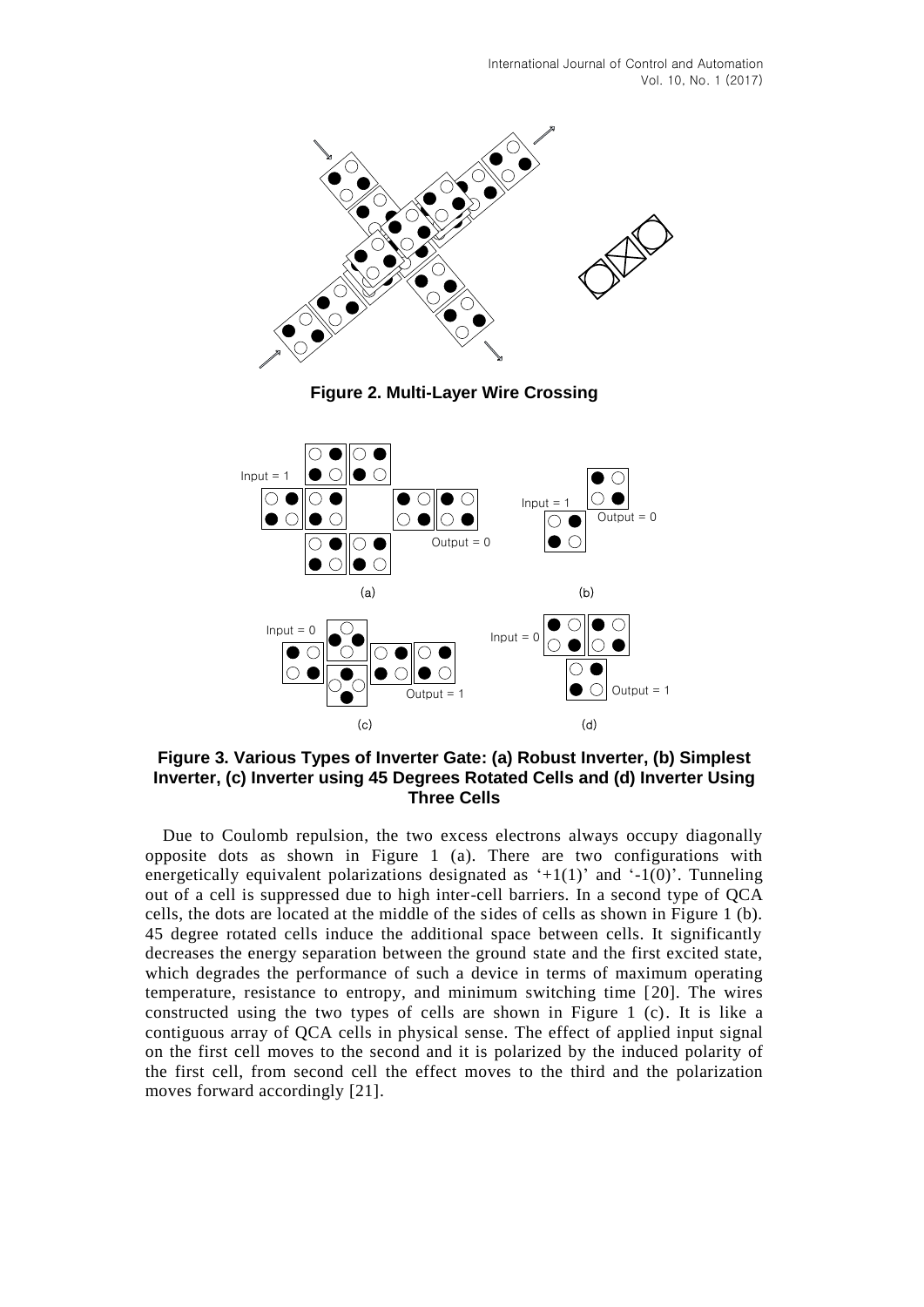**Figure 2. Multi-Layer Wire Crossing**

**Figure 3. Various Types of Inverter Gate: (a) Robust Inverter, (b) Simplest Inverter, (c) Inverter using 45 Degrees Rotated Cells and (d) Inverter Using Three Cells**

Due to Coulomb repulsion, the two excess electrons always occupy diagonally opposite dots as shown in Figure 1 (a). There are two configurations with energetically equivalent polarizations designated as '+1(1)' and '-1(0)'. Tunneling out of a cell is suppressed due to high inter-cell barriers. In a second type of QCA cells, the dots are located at the middle of the sides of cells as shown in Figure 1 (b). 45 degree rotated cells induce the additional space between cells. It significantly decreases the energy separation between the ground state and the first excited state, which degrades the performance of such a device in terms of maximum operating temperature, resistance to entropy, and minimum switching time [20]. The wires constructed using the two types of cells are shown in Figure 1 (c). It is like a contiguous array of QCA cells in physical sense. The effect of applied input signal on the first cell moves to the second and it is polarized by the induced polarity of the first cell, from second cell the effect moves to the third and the polarization moves forward accordingly [21].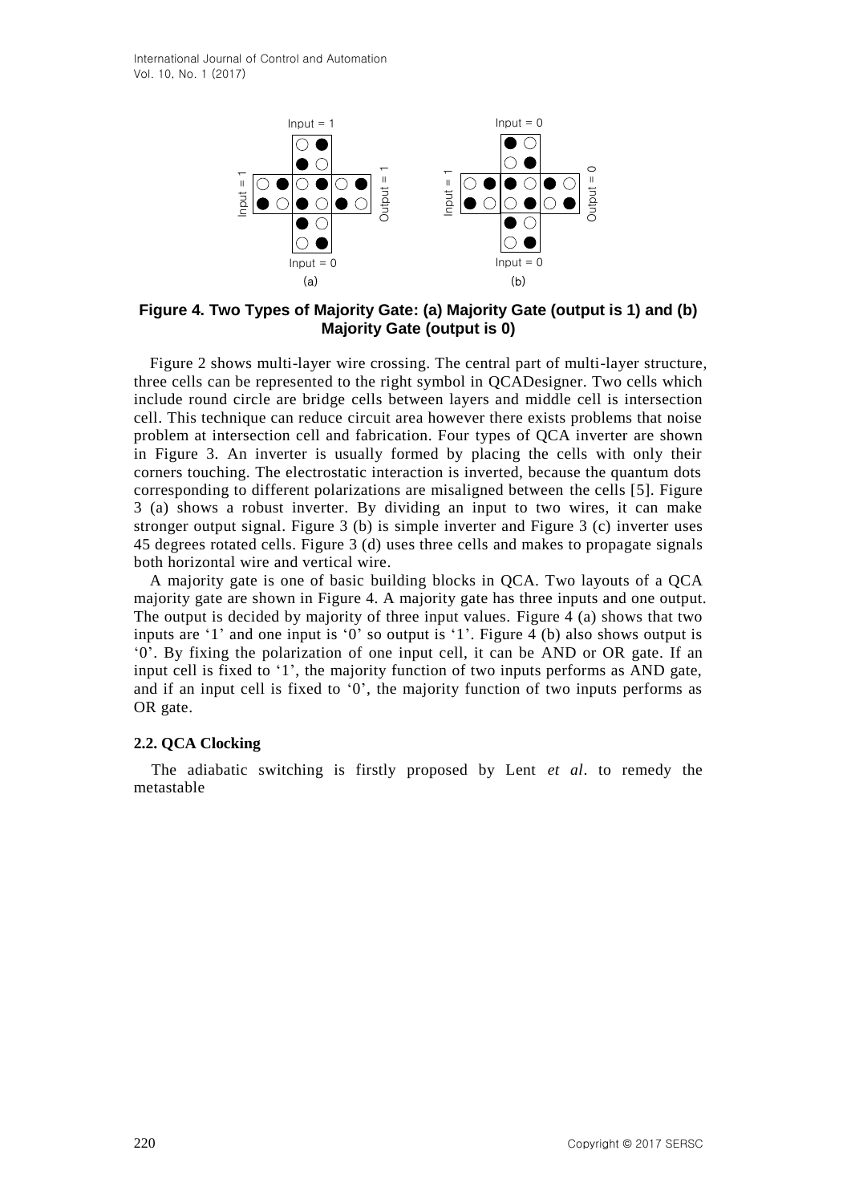**Figure 4. Two Types of Majority Gate: (a) Majority Gate (output is 1) and (b) Majority Gate (output is 0)**

Figure 2 shows multi-layer wire crossing. The central part of multi-layer structure, three cells can be represented to the right symbol in QCADesigner. Two cells which include round circle are bridge cells between layers and middle cell is intersection cell. This technique can reduce circuit area however there exists problems that noise problem at intersection cell and fabrication. Four types of QCA inverter are shown in Figure 3. An inverter is usually formed by placing the cells with only their corners touching. The electrostatic interaction is inverted, because the quantum dots corresponding to different polarizations are misaligned between the cells [5]. Figure 3 (a) shows a robust inverter. By dividing an input to two wires, it can make stronger output signal. Figure 3 (b) is simple inverter and Figure 3 (c) inverter uses 45 degrees rotated cells. Figure 3 (d) uses three cells and makes to propagate signals both horizontal wire and vertical wire.

A majority gate is one of basic building blocks in QCA. Two layouts of a QCA majority gate are shown in Figure 4. A majority gate has three inputs and one output. The output is decided by majority of three input values. Figure 4 (a) shows that two inputs are '1' and one input is '0' so output is '1'. Figure 4 (b) also shows output is '0'. By fixing the polarization of one input cell, it can be AND or OR gate. If an input cell is fixed to '1', the majority function of two inputs performs as AND gate, and if an input cell is fixed to '0', the majority function of two inputs performs as OR gate.

### 2.2. QCA Clocking

The adiabatic switching is firstly proposed by Lent *et al*. to remedy the metastable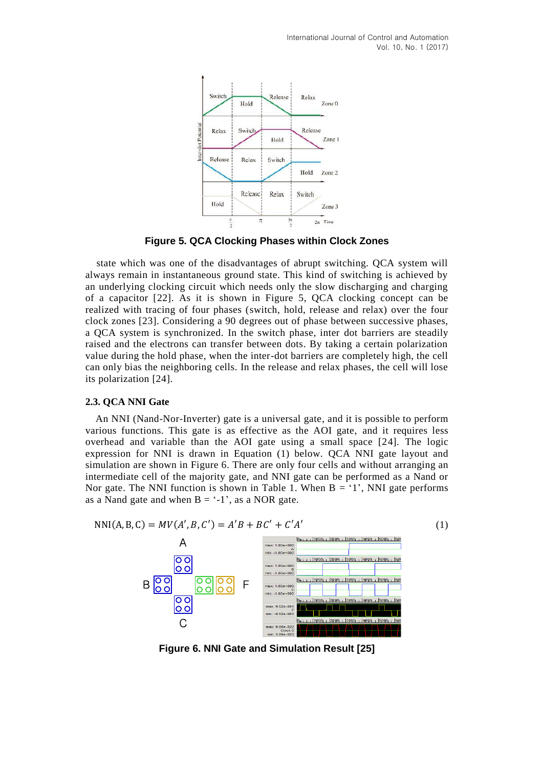**Figure 5. QCA Clocking Phases within Clock Zones**

state which was one of the disadvantages of abrupt switching. QCA system will always remain in instantaneous ground state. This kind of switching is achieved by an underlying clocking circuit which needs only the slow discharging and charging of a capacitor [22]. As it is shown in Figure 5, QCA clocking concept can be realized with tracing of four phases (switch, hold, release and relax) over the four clock zones [23]. Considering a 90 degrees out of phase between successive phases, a QCA system is synchronized. In the switch phase, inter dot barriers are steadily raised and the electrons can transfer between dots. By taking a certain polarization value during the hold phase, when the inter-dot barriers are completely high, the cell can only bias the neighboring cells. In the release and relax phases, the cell will lose its polarization [24].

### 2.3. QCA NNI Gate

An NNI (Nand-Nor-Inverter) gate is a universal gate, and it is possible to perform various functions. This gate is as effective as the AOI gate, and it requires less overhead and variable than the AOI gate using a small space [24]. The logic expression for NNI is drawn in Equation (1) below. QCA NNI gate layout and simulation are shown in Figure 6. There are only four cells and without arranging an intermediate cell of the majority gate, and NNI gate can be performed as a Nand or Nor gate. The NNI function is shown in Table 1. When B = '1', NNI gate performs as a Nand gate and when B = '-1', as a NOR gate.

$$\text{NNI}(A, B, C) = MV(A', B, C') = A'B + BC' + C'A' \tag{1}$$

**Figure 6. NNI Gate and Simulation Result [25]**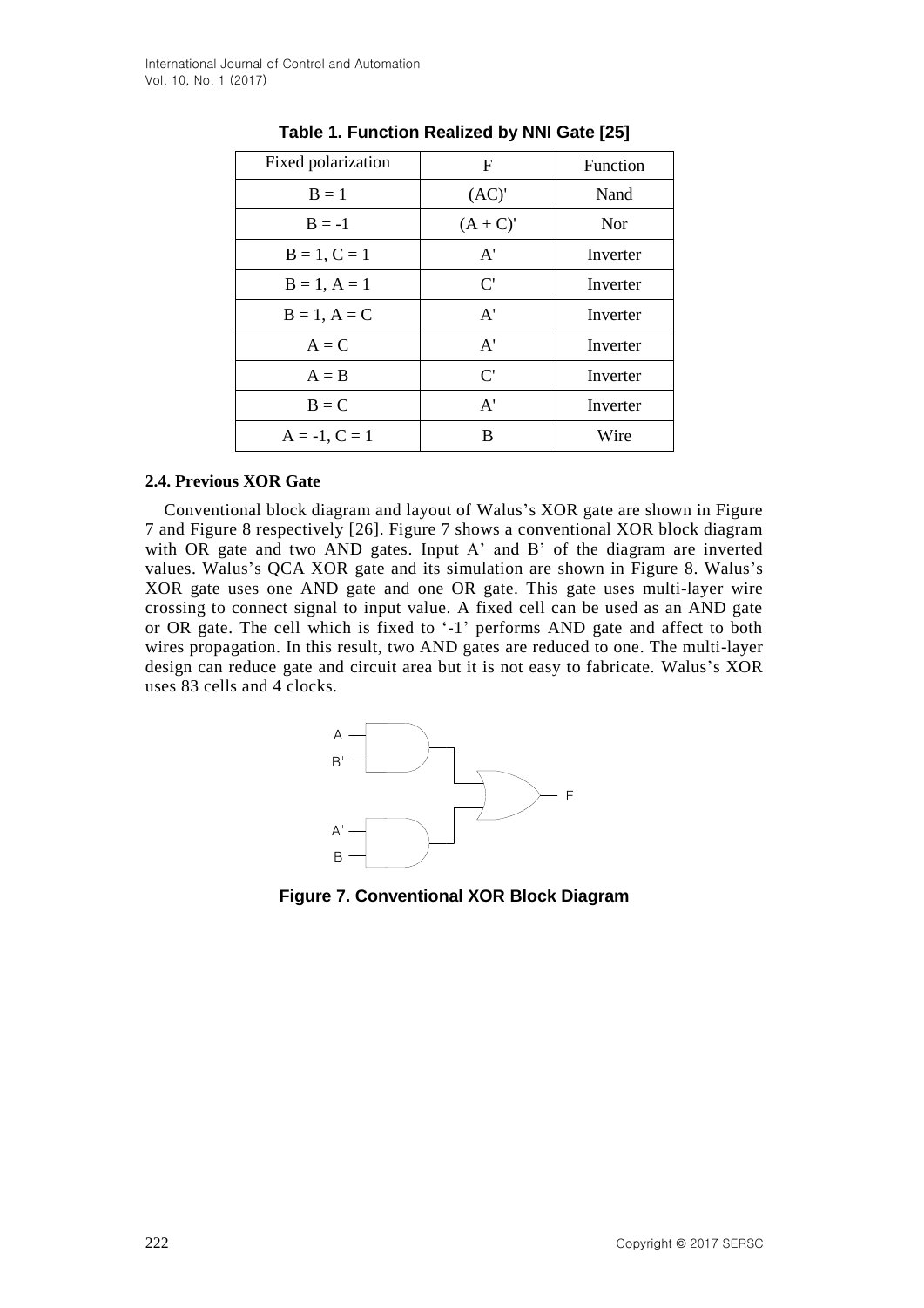**Table 1. Function Realized by NNI Gate [25]**

| Fixed polarization | F | Function |
| --- | --- | --- |
| B = 1 | (AC)' | Nand |
| B = -1 | (A + C)' | Nor |
| B = 1, C = 1 | A' | Inverter |
| B = 1, A = 1 | C' | Inverter |
| B = 1, A = C | A' | Inverter |
| A = C | A' | Inverter |
| A = B | C' | Inverter |
| B = C | A' | Inverter |
| A = -1, C = 1 | B | Wire |

### 2.4. Previous XOR Gate

Conventional block diagram and layout of Walus's XOR gate are shown in Figure 7 and Figure 8 respectively [26]. Figure 7 shows a conventional XOR block diagram with OR gate and two AND gates. Input A' and B' of the diagram are inverted values. Walus's QCA XOR gate and its simulation are shown in Figure 8. Walus's XOR gate uses one AND gate and one OR gate. This gate uses multi-layer wire crossing to connect signal to input value. A fixed cell can be used as an AND gate or OR gate. The cell which is fixed to '-1' performs AND gate and affect to both wires propagation. In this result, two AND gates are reduced to one. The multi-layer design can reduce gate and circuit area but it is not easy to fabricate. Walus's XOR uses 83 cells and 4 clocks.

**Figure 7. Conventional XOR Block Diagram**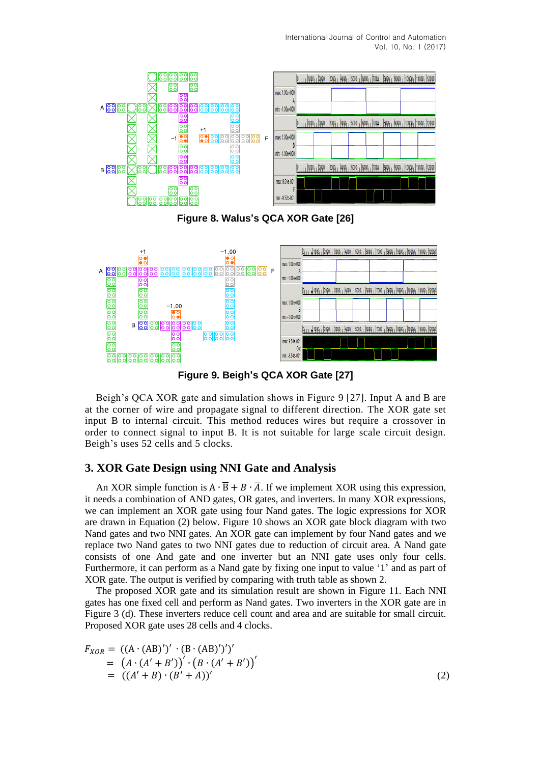Figure 8. Walus's QCA XOR Gate [26]

Figure 9. Beigh's QCA XOR Gate [27]

Beigh's QCA XOR gate and simulation shows in Figure 9 [27]. Input A and B are at the corner of wire and propagate signal to different direction. The XOR gate set input B to internal circuit. This method reduces wires but require a crossover in order to connect signal to input B. It is not suitable for large scale circuit design. Beigh's uses 52 cells and 5 clocks.

## 3. XOR Gate Design using NNI Gate and Analysis

An XOR simple function is $A \cdot \overline{B} + B \cdot \overline{A}$. If we implement XOR using this expression, it needs a combination of AND gates, OR gates, and inverters. In many XOR expressions, we can implement an XOR gate using four Nand gates. The logic expressions for XOR are drawn in Equation (2) below. Figure 10 shows an XOR gate block diagram with two Nand gates and two NNI gates. An XOR gate can implement by four Nand gates and we replace two Nand gates to two NNI gates due to reduction of circuit area. A Nand gate consists of one And gate and one inverter but an NNI gate uses only four cells. Furthermore, it can perform as a Nand gate by fixing one input to value '1' and as part of XOR gate. The output is verified by comparing with truth table as shown 2.

The proposed XOR gate and its simulation result are shown in Figure 11. Each NNI gates has one fixed cell and perform as Nand gates. Two inverters in the XOR gate are in Figure 3 (d). These inverters reduce cell count and area and are suitable for small circuit. Proposed XOR gate uses 28 cells and 4 clocks.

$$
\begin{aligned}
F_{XOR} &= ((A \cdot (AB)')' \cdot (B \cdot (AB)')')' \\
&= \left(A \cdot (A' + B')\right)' \cdot \left(B \cdot (A' + B')\right)' \\
&= ((A' + B) \cdot (B' + A))'
\end{aligned} \tag{2}
$$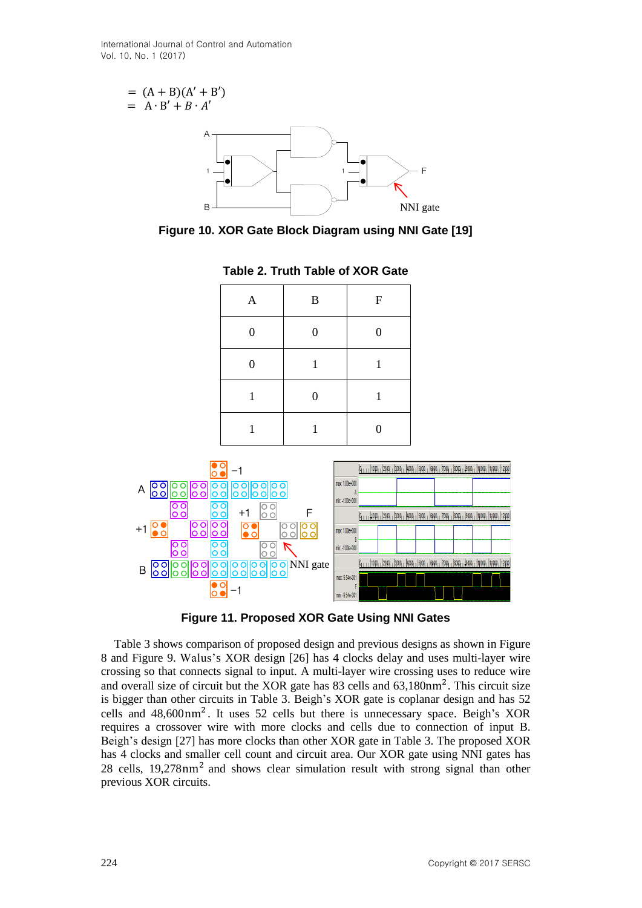$$= (A + B)(A' + B')$$
$$= A \cdot B' + B \cdot A'$$

**Figure 10. XOR Gate Block Diagram using NNI Gate [19]**

**Table 2. Truth Table of XOR Gate**

| A | B | F |
|---|---|---|
| 0 | 0 | 0 |
| 0 | 1 | 1 |
| 1 | 0 | 1 |
| 1 | 1 | 0 |

**Figure 11. Proposed XOR Gate Using NNI Gates**

Table 3 shows comparison of proposed design and previous designs as shown in Figure 8 and Figure 9. Walus's XOR design [26] has 4 clocks delay and uses multi-layer wire crossing so that connects signal to input. A multi-layer wire crossing uses to reduce wire and overall size of circuit but the XOR gate has 83 cells and 63,180nm$^2$. This circuit size is bigger than other circuits in Table 3. Beigh's XOR gate is coplanar design and has 52 cells and 48,600nm$^2$. It uses 52 cells but there is unnecessary space. Beigh's XOR requires a crossover wire with more clocks and cells due to connection of input B. Beigh's design [27] has more clocks than other XOR gate in Table 3. The proposed XOR has 4 clocks and smaller cell count and circuit area. Our XOR gate using NNI gates has 28 cells, 19,278nm$^2$ and shows clear simulation result with strong signal than other previous XOR circuits.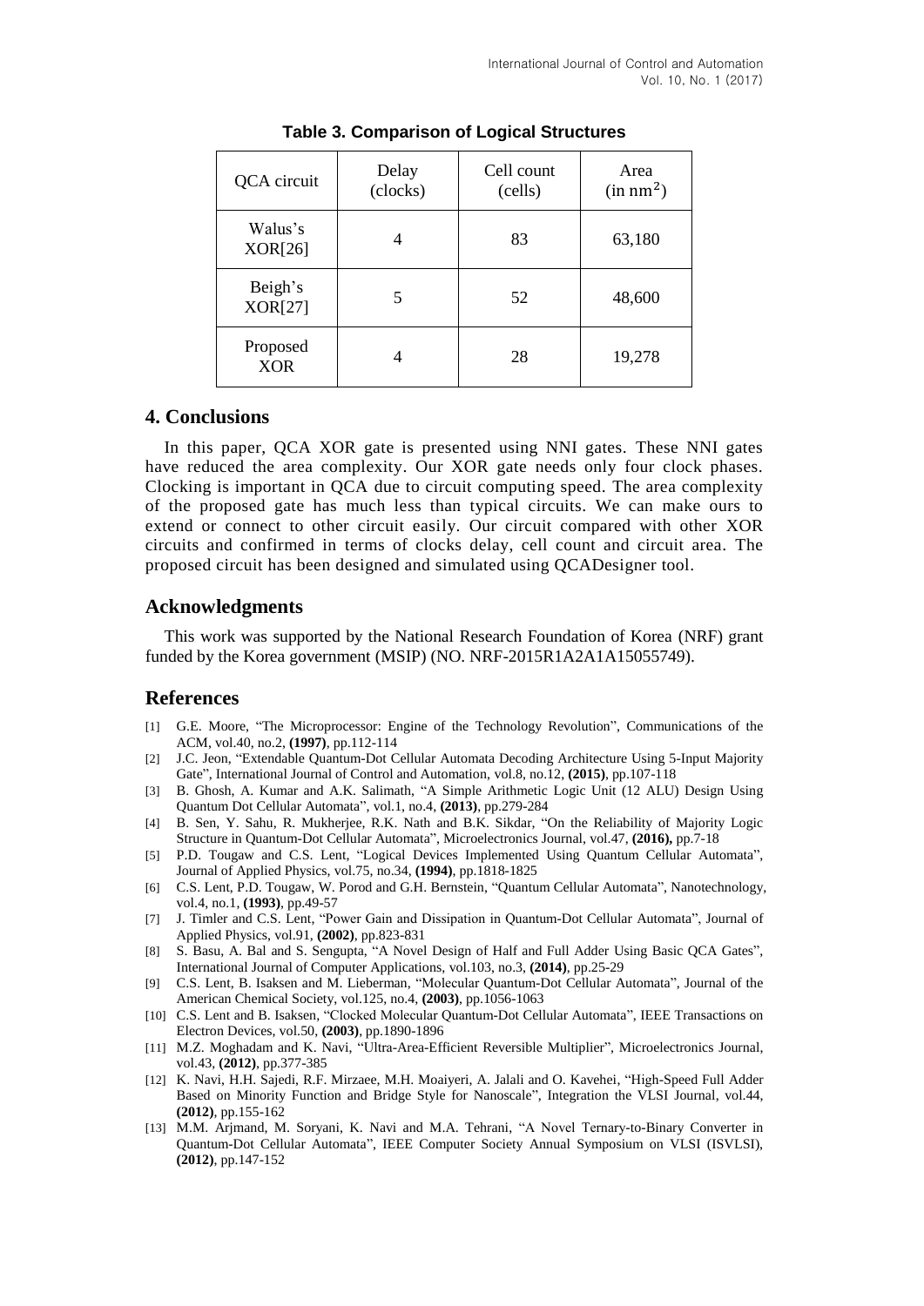**Table 3. Comparison of Logical Structures**

| QCA circuit | Delay (clocks) | Cell count (cells) | Area (in $nm^2$) |
|---|---|---|---|
| Walus's XOR[26] | 4 | 83 | 63,180 |
| Beigh's XOR[27] | 5 | 52 | 48,600 |
| Proposed XOR | 4 | 28 | 19,278 |

## 4. Conclusions

In this paper, QCA XOR gate is presented using NNI gates. These NNI gates have reduced the area complexity. Our XOR gate needs only four clock phases. Clocking is important in QCA due to circuit computing speed. The area complexity of the proposed gate has much less than typical circuits. We can make ours to extend or connect to other circuit easily. Our circuit compared with other XOR circuits and confirmed in terms of clocks delay, cell count and circuit area. The proposed circuit has been designed and simulated using QCADesigner tool.

## Acknowledgments

This work was supported by the National Research Foundation of Korea (NRF) grant funded by the Korea government (MSIP) (NO. NRF-2015R1A2A1A15055749).

## References

[1] G.E. Moore, "The Microprocessor: Engine of the Technology Revolution", Communications of the ACM, vol.40, no.2, **(1997)**, pp.112-114

[2] J.C. Jeon, "Extendable Quantum-Dot Cellular Automata Decoding Architecture Using 5-Input Majority Gate", International Journal of Control and Automation, vol.8, no.12, **(2015)**, pp.107-118

[3] B. Ghosh, A. Kumar and A.K. Salimath, "A Simple Arithmetic Logic Unit (12 ALU) Design Using Quantum Dot Cellular Automata", vol.1, no.4, **(2013)**, pp.279-284

[4] B. Sen, Y. Sahu, R. Mukherjee, R.K. Nath and B.K. Sikdar, "On the Reliability of Majority Logic Structure in Quantum-Dot Cellular Automata", Microelectronics Journal, vol.47, **(2016),** pp.7-18

[5] P.D. Tougaw and C.S. Lent, "Logical Devices Implemented Using Quantum Cellular Automata", Journal of Applied Physics, vol.75, no.34, **(1994)**, pp.1818-1825

[6] C.S. Lent, P.D. Tougaw, W. Porod and G.H. Bernstein, "Quantum Cellular Automata", Nanotechnology, vol.4, no.1, **(1993)**, pp.49-57

[7] J. Timler and C.S. Lent, "Power Gain and Dissipation in Quantum-Dot Cellular Automata", Journal of Applied Physics, vol.91, **(2002)**, pp.823-831

[8] S. Basu, A. Bal and S. Sengupta, "A Novel Design of Half and Full Adder Using Basic QCA Gates", International Journal of Computer Applications, vol.103, no.3, **(2014)**, pp.25-29

[9] C.S. Lent, B. Isaksen and M. Lieberman, "Molecular Quantum-Dot Cellular Automata", Journal of the American Chemical Society, vol.125, no.4, **(2003)**, pp.1056-1063

[10] C.S. Lent and B. Isaksen, "Clocked Molecular Quantum-Dot Cellular Automata", IEEE Transactions on Electron Devices, vol.50, **(2003)**, pp.1890-1896

[11] M.Z. Moghadam and K. Navi, "Ultra-Area-Efficient Reversible Multiplier", Microelectronics Journal, vol.43, **(2012)**, pp.377-385

[12] K. Navi, H.H. Sajedi, R.F. Mirzaee, M.H. Moaiyeri, A. Jalali and O. Kavehei, "High-Speed Full Adder Based on Minority Function and Bridge Style for Nanoscale", Integration the VLSI Journal, vol.44, **(2012)**, pp.155-162

[13] M.M. Arjmand, M. Soryani, K. Navi and M.A. Tehrani, "A Novel Ternary-to-Binary Converter in Quantum-Dot Cellular Automata", IEEE Computer Society Annual Symposium on VLSI (ISVLSI), **(2012)**, pp.147-152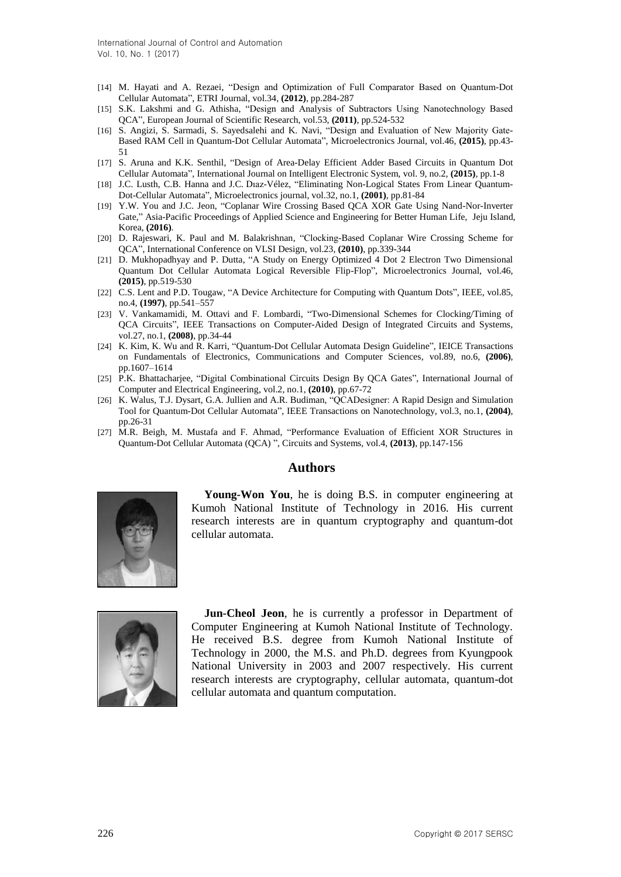[14] M. Hayati and A. Rezaei, "Design and Optimization of Full Comparator Based on Quantum-Dot Cellular Automata", ETRI Journal, vol.34, **(2012)**, pp.284-287

[15] S.K. Lakshmi and G. Athisha, "Design and Analysis of Subtractors Using Nanotechnology Based QCA", European Journal of Scientific Research, vol.53, **(2011)**, pp.524-532

[16] S. Angizi, S. Sarmadi, S. Sayedsalehi and K. Navi, "Design and Evaluation of New Majority Gate-Based RAM Cell in Quantum-Dot Cellular Automata", Microelectronics Journal, vol.46, **(2015)**, pp.43-51

[17] S. Aruna and K.K. Senthil, "Design of Area-Delay Efficient Adder Based Circuits in Quantum Dot Cellular Automata", International Journal on Intelligent Electronic System, vol. 9, no.2, **(2015)**, pp.1-8

[18] J.C. Lusth, C.B. Hanna and J.C. Dıaz-Vélez, "Eliminating Non-Logical States From Linear Quantum-Dot-Cellular Automata", Microelectronics journal, vol.32, no.1, **(2001)**, pp.81-84

[19] Y.W. You and J.C. Jeon, "Coplanar Wire Crossing Based QCA XOR Gate Using Nand-Nor-Inverter Gate," Asia-Pacific Proceedings of Applied Science and Engineering for Better Human Life, Jeju Island, Korea, **(2016)**.

[20] D. Rajeswari, K. Paul and M. Balakrishnan, "Clocking-Based Coplanar Wire Crossing Scheme for QCA", International Conference on VLSI Design, vol.23, **(2010)**, pp.339-344

[21] D. Mukhopadhyay and P. Dutta, "A Study on Energy Optimized 4 Dot 2 Electron Two Dimensional Quantum Dot Cellular Automata Logical Reversible Flip-Flop", Microelectronics Journal, vol.46, **(2015)**, pp.519-530

[22] C.S. Lent and P.D. Tougaw, "A Device Architecture for Computing with Quantum Dots", IEEE, vol.85, no.4, **(1997)**, pp.541–557

[23] V. Vankamamidi, M. Ottavi and F. Lombardi, "Two-Dimensional Schemes for Clocking/Timing of QCA Circuits", IEEE Transactions on Computer-Aided Design of Integrated Circuits and Systems, vol.27, no.1, **(2008)**, pp.34-44

[24] K. Kim, K. Wu and R. Karri, "Quantum-Dot Cellular Automata Design Guideline", IEICE Transactions on Fundamentals of Electronics, Communications and Computer Sciences, vol.89, no.6, **(2006)**, pp.1607–1614

[25] P.K. Bhattacharjee, "Digital Combinational Circuits Design By QCA Gates", International Journal of Computer and Electrical Engineering, vol.2, no.1, **(2010)**, pp.67-72

[26] K. Walus, T.J. Dysart, G.A. Jullien and A.R. Budiman, "QCADesigner: A Rapid Design and Simulation Tool for Quantum-Dot Cellular Automata", IEEE Transactions on Nanotechnology, vol.3, no.1, **(2004)**, pp.26-31

[27] M.R. Beigh, M. Mustafa and F. Ahmad, "Performance Evaluation of Efficient XOR Structures in Quantum-Dot Cellular Automata (QCA) ", Circuits and Systems, vol.4, **(2013)**, pp.147-156

## Authors

**Young-Won You**, he is doing B.S. in computer engineering at Kumoh National Institute of Technology in 2016. His current research interests are in quantum cryptography and quantum-dot cellular automata.

**Jun-Cheol Jeon**, he is currently a professor in Department of Computer Engineering at Kumoh National Institute of Technology. He received B.S. degree from Kumoh National Institute of Technology in 2000, the M.S. and Ph.D. degrees from Kyungpook National University in 2003 and 2007 respectively. His current research interests are cryptography, cellular automata, quantum-dot cellular automata and quantum computation.